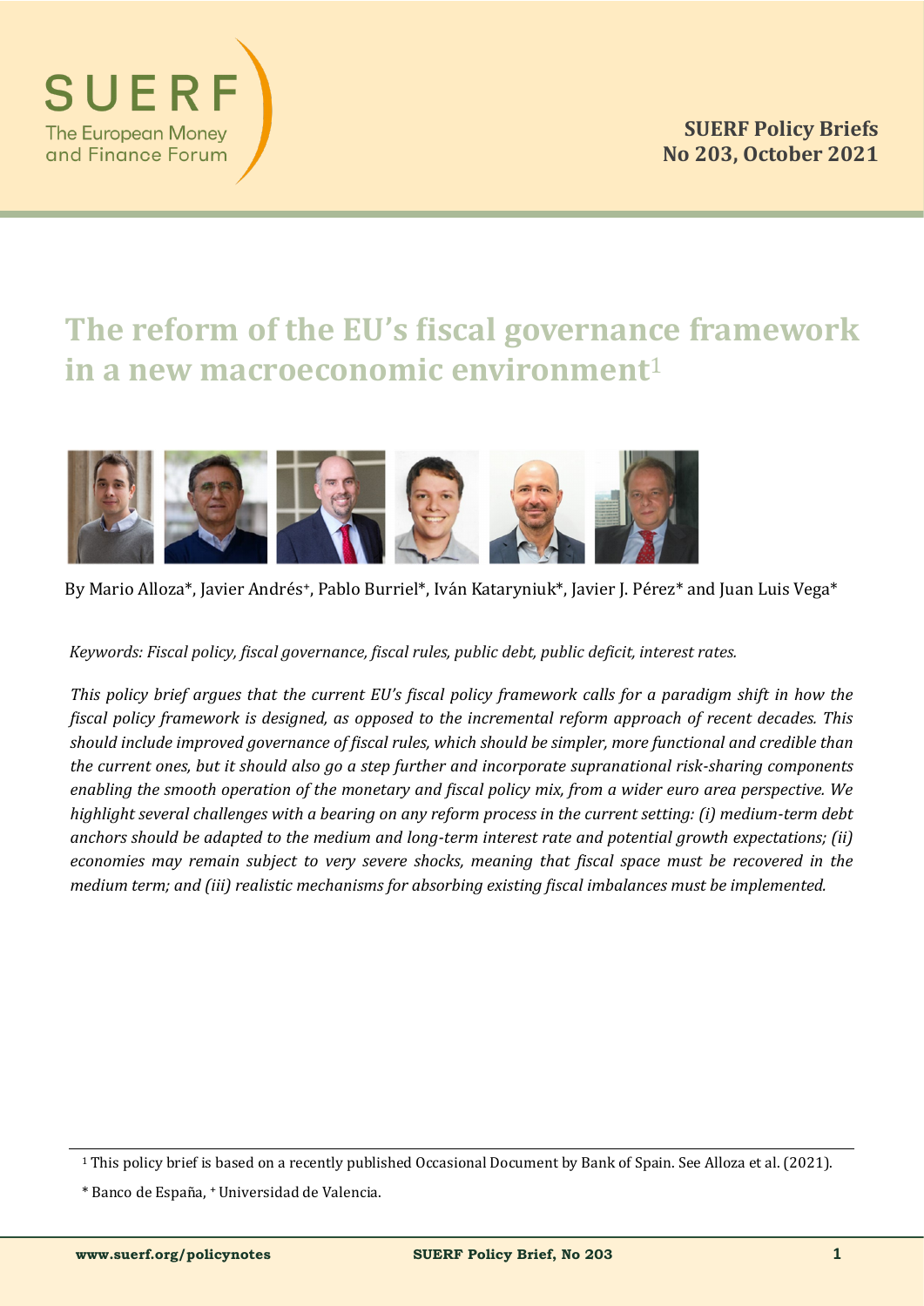# The reform of the EU's fiscal governance framework in a new macroeconomic environment[1]

By Mario Alloza*, Javier Andrés+, Pablo Burriel*, Iván Kataryniuk*, Javier J. Pérez* and Juan Luis Vega*

*Keywords: Fiscal policy, fiscal governance, fiscal rules, public debt, public deficit, interest rates.*

*This policy brief argues that the current EU's fiscal policy framework calls for a paradigm shift in how the fiscal policy framework is designed, as opposed to the incremental reform approach of recent decades. This should include improved governance of fiscal rules, which should be simpler, more functional and credible than the current ones, but it should also go a step further and incorporate supranational risk-sharing components enabling the smooth operation of the monetary and fiscal policy mix, from a wider euro area perspective. We highlight several challenges with a bearing on any reform process in the current setting: (i) medium-term debt anchors should be adapted to the medium and long-term interest rate and potential growth expectations; (ii) economies may remain subject to very severe shocks, meaning that fiscal space must be recovered in the medium term; and (iii) realistic mechanisms for absorbing existing fiscal imbalances must be implemented.*

---

[1] This policy brief is based on a recently published Occasional Document by Bank of Spain. See Alloza et al. (2021).

\* Banco de España, + Universidad de Valencia.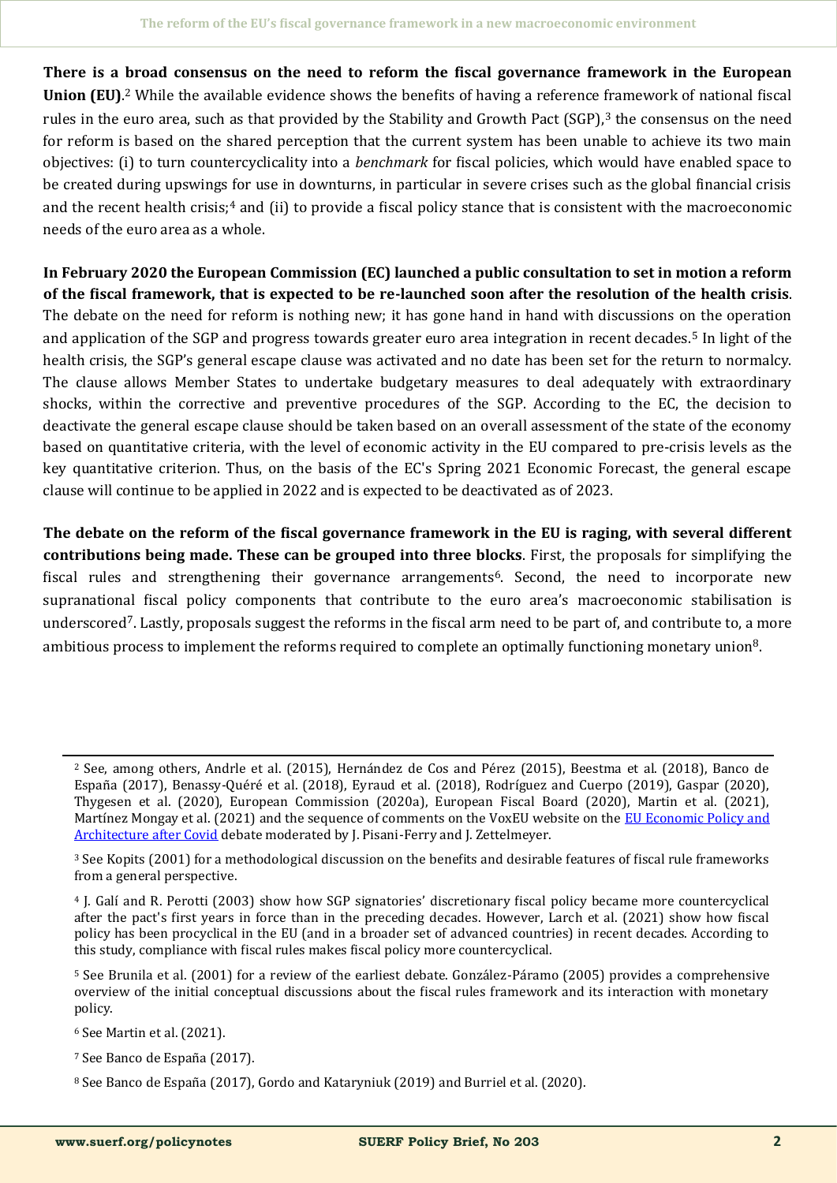**There is a broad consensus on the need to reform the fiscal governance framework in the European Union (EU).**[2] While the available evidence shows the benefits of having a reference framework of national fiscal rules in the euro area, such as that provided by the Stability and Growth Pact (SGP),[3] the consensus on the need for reform is based on the shared perception that the current system has been unable to achieve its two main objectives: (i) to turn countercyclicality into a *benchmark* for fiscal policies, which would have enabled space to be created during upswings for use in downturns, in particular in severe crises such as the global financial crisis and the recent health crisis;[4] and (ii) to provide a fiscal policy stance that is consistent with the macroeconomic needs of the euro area as a whole.

**In February 2020 the European Commission (EC) launched a public consultation to set in motion a reform of the fiscal framework, that is expected to be re-launched soon after the resolution of the health crisis**. The debate on the need for reform is nothing new; it has gone hand in hand with discussions on the operation and application of the SGP and progress towards greater euro area integration in recent decades.[5] In light of the health crisis, the SGP's general escape clause was activated and no date has been set for the return to normalcy. The clause allows Member States to undertake budgetary measures to deal adequately with extraordinary shocks, within the corrective and preventive procedures of the SGP. According to the EC, the decision to deactivate the general escape clause should be taken based on an overall assessment of the state of the economy based on quantitative criteria, with the level of economic activity in the EU compared to pre-crisis levels as the key quantitative criterion. Thus, on the basis of the EC's Spring 2021 Economic Forecast, the general escape clause will continue to be applied in 2022 and is expected to be deactivated as of 2023.

**The debate on the reform of the fiscal governance framework in the EU is raging, with several different contributions being made. These can be grouped into three blocks**. First, the proposals for simplifying the fiscal rules and strengthening their governance arrangements[6]. Second, the need to incorporate new supranational fiscal policy components that contribute to the euro area's macroeconomic stabilisation is underscored[7]. Lastly, proposals suggest the reforms in the fiscal arm need to be part of, and contribute to, a more ambitious process to implement the reforms required to complete an optimally functioning monetary union[8].

---

[2] See, among others, Andrle et al. (2015), Hernández de Cos and Pérez (2015), Beestma et al. (2018), Banco de España (2017), Benassy-Quéré et al. (2018), Eyraud et al. (2018), Rodríguez and Cuerpo (2019), Gaspar (2020), Thygesen et al. (2020), European Commission (2020a), European Fiscal Board (2020), Martin et al. (2021), Martínez Mongay et al. (2021) and the sequence of comments on the VoxEU website on the EU Economic Policy and Architecture after Covid debate moderated by J. Pisani-Ferry and J. Zettelmeyer.

[3] See Kopits (2001) for a methodological discussion on the benefits and desirable features of fiscal rule frameworks from a general perspective.

[4] J. Galí and R. Perotti (2003) show how SGP signatories' discretionary fiscal policy became more countercyclical after the pact's first years in force than in the preceding decades. However, Larch et al. (2021) show how fiscal policy has been procyclical in the EU (and in a broader set of advanced countries) in recent decades. According to this study, compliance with fiscal rules makes fiscal policy more countercyclical.

[5] See Brunila et al. (2001) for a review of the earliest debate. González-Páramo (2005) provides a comprehensive overview of the initial conceptual discussions about the fiscal rules framework and its interaction with monetary policy.

[6] See Martin et al. (2021).

[7] See Banco de España (2017).

[8] See Banco de España (2017), Gordo and Kataryniuk (2019) and Burriel et al. (2020).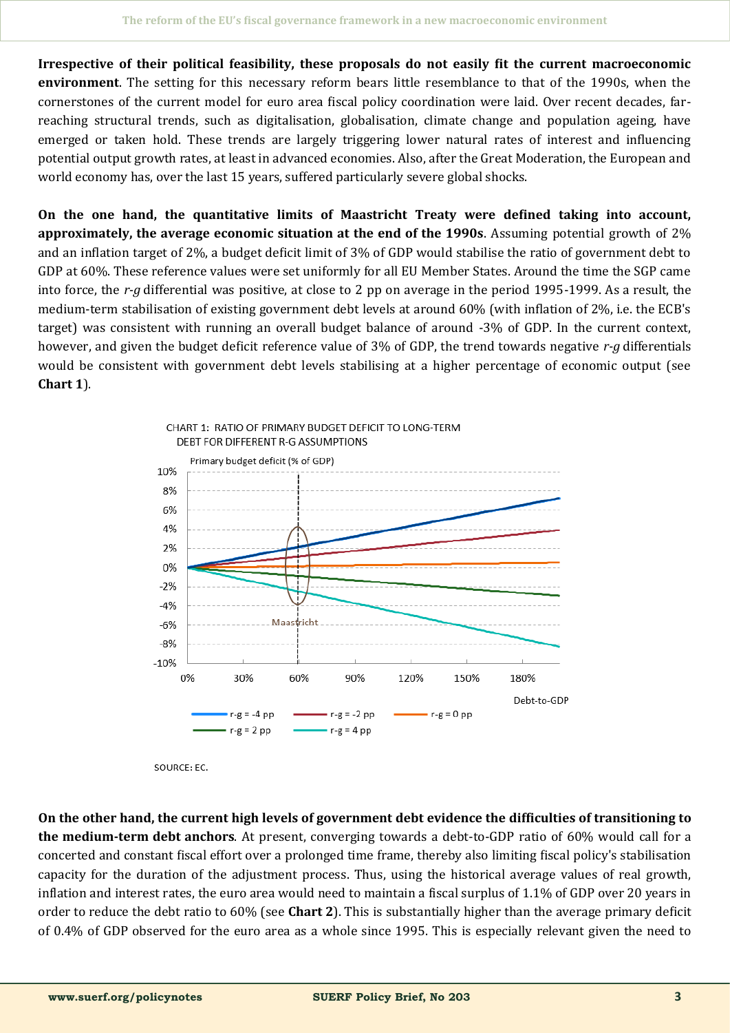**Irrespective of their political feasibility, these proposals do not easily fit the current macroeconomic environment**. The setting for this necessary reform bears little resemblance to that of the 1990s, when the cornerstones of the current model for euro area fiscal policy coordination were laid. Over recent decades, far-reaching structural trends, such as digitalisation, globalisation, climate change and population ageing, have emerged or taken hold. These trends are largely triggering lower natural rates of interest and influencing potential output growth rates, at least in advanced economies. Also, after the Great Moderation, the European and world economy has, over the last 15 years, suffered particularly severe global shocks.

**On the one hand, the quantitative limits of Maastricht Treaty were defined taking into account, approximately, the average economic situation at the end of the 1990s**. Assuming potential growth of 2% and an inflation target of 2%, a budget deficit limit of 3% of GDP would stabilise the ratio of government debt to GDP at 60%. These reference values were set uniformly for all EU Member States. Around the time the SGP came into force, the *r-g* differential was positive, at close to 2 pp on average in the period 1995-1999. As a result, the medium-term stabilisation of existing government debt levels at around 60% (with inflation of 2%, i.e. the ECB's target) was consistent with running an overall budget balance of around -3% of GDP. In the current context, however, and given the budget deficit reference value of 3% of GDP, the trend towards negative *r-g* differentials would be consistent with government debt levels stabilising at a higher percentage of economic output (see **Chart 1**).

CHART 1: RATIO OF PRIMARY BUDGET DEFICIT TO LONG-TERM DEBT FOR DIFFERENT R-G ASSUMPTIONS

SOURCE: EC.

**On the other hand, the current high levels of government debt evidence the difficulties of transitioning to the medium-term debt anchors**. At present, converging towards a debt-to-GDP ratio of 60% would call for a concerted and constant fiscal effort over a prolonged time frame, thereby also limiting fiscal policy's stabilisation capacity for the duration of the adjustment process. Thus, using the historical average values of real growth, inflation and interest rates, the euro area would need to maintain a fiscal surplus of 1.1% of GDP over 20 years in order to reduce the debt ratio to 60% (see **Chart 2**). This is substantially higher than the average primary deficit of 0.4% of GDP observed for the euro area as a whole since 1995. This is especially relevant given the need to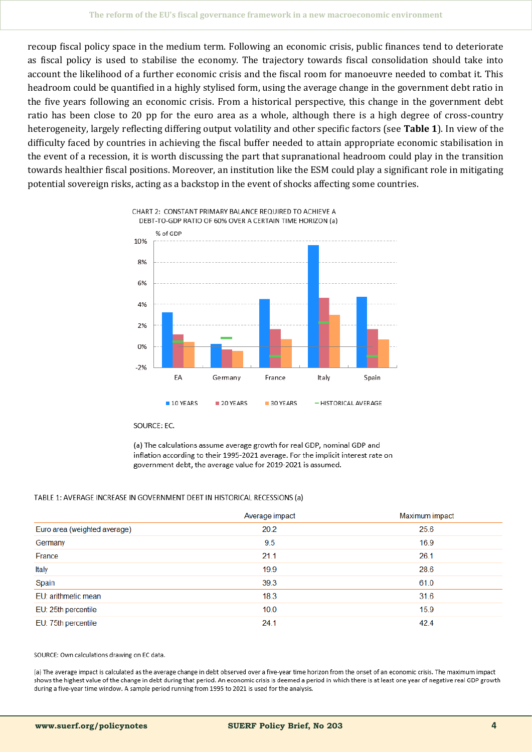recoup fiscal policy space in the medium term. Following an economic crisis, public finances tend to deteriorate as fiscal policy is used to stabilise the economy. The trajectory towards fiscal consolidation should take into account the likelihood of a further economic crisis and the fiscal room for manoeuvre needed to combat it. This headroom could be quantified in a highly stylised form, using the average change in the government debt ratio in the five years following an economic crisis. From a historical perspective, this change in the government debt ratio has been close to 20 pp for the euro area as a whole, although there is a high degree of cross-country heterogeneity, largely reflecting differing output volatility and other specific factors (see **Table 1**). In view of the difficulty faced by countries in achieving the fiscal buffer needed to attain appropriate economic stabilisation in the event of a recession, it is worth discussing the part that supranational headroom could play in the transition towards healthier fiscal positions. Moreover, an institution like the ESM could play a significant role in mitigating potential sovereign risks, acting as a backstop in the event of shocks affecting some countries.

CHART 2: CONSTANT PRIMARY BALANCE REQUIRED TO ACHIEVE A DEBT-TO-GDP RATIO OF 60% OVER A CERTAIN TIME HORIZON (a)

SOURCE: EC.

(a) The calculations assume average growth for real GDP, nominal GDP and inflation according to their 1995-2021 average. For the implicit interest rate on government debt, the average value for 2019-2021 is assumed.

TABLE 1: AVERAGE INCREASE IN GOVERNMENT DEBT IN HISTORICAL RECESSIONS (a)

| | Average impact | Maximum impact |
|---|---|---|
| Euro area (weighted average) | 20.2 | 25.6 |
| Germany | 9.5 | 16.9 |
| France | 21.1 | 26.1 |
| Italy | 19.9 | 28.6 |
| Spain | 39.3 | 61.0 |
| EU: arithmetic mean | 18.3 | 31.6 |
| EU: 25th percentile | 10.0 | 15.9 |
| EU: 75th percentile | 24.1 | 42.4 |

SOURCE: Own calculations drawing on EC data.

(a) The average impact is calculated as the average change in debt observed over a five-year time horizon from the onset of an economic crisis. The maximum impact shows the highest value of the change in debt during that period. An economic crisis is deemed a period in which there is at least one year of negative real GDP growth during a five-year time window. A sample period running from 1995 to 2021 is used for the analysis.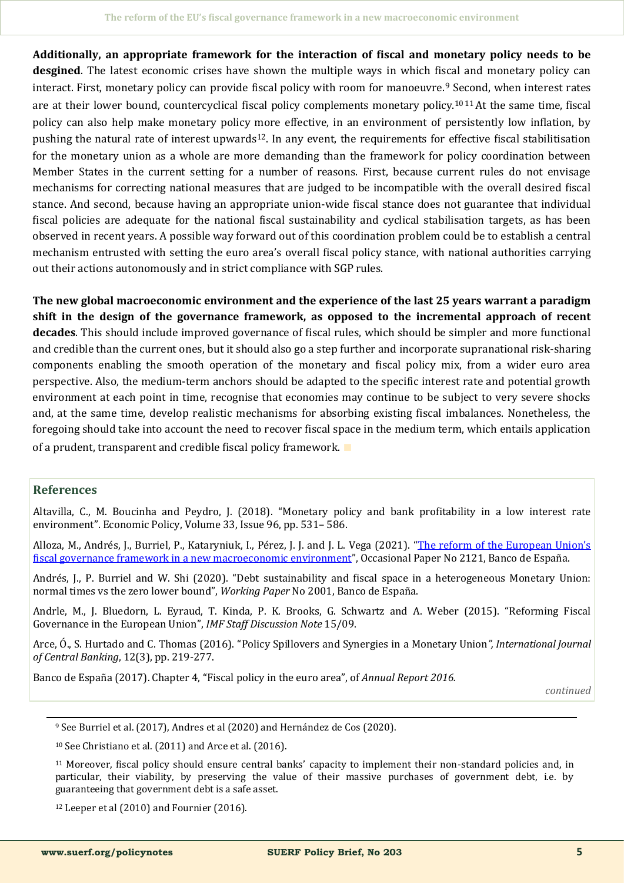**Additionally, an appropriate framework for the interaction of fiscal and monetary policy needs to be desgined**. The latest economic crises have shown the multiple ways in which fiscal and monetary policy can interact. First, monetary policy can provide fiscal policy with room for manoeuvre.[9] Second, when interest rates are at their lower bound, countercyclical fiscal policy complements monetary policy.[10][11] At the same time, fiscal policy can also help make monetary policy more effective, in an environment of persistently low inflation, by pushing the natural rate of interest upwards[12]. In any event, the requirements for effective fiscal stabilitisation for the monetary union as a whole are more demanding than the framework for policy coordination between Member States in the current setting for a number of reasons. First, because current rules do not envisage mechanisms for correcting national measures that are judged to be incompatible with the overall desired fiscal stance. And second, because having an appropriate union-wide fiscal stance does not guarantee that individual fiscal policies are adequate for the national fiscal sustainability and cyclical stabilisation targets, as has been observed in recent years. A possible way forward out of this coordination problem could be to establish a central mechanism entrusted with setting the euro area's overall fiscal policy stance, with national authorities carrying out their actions autonomously and in strict compliance with SGP rules.

**The new global macroeconomic environment and the experience of the last 25 years warrant a paradigm shift in the design of the governance framework, as opposed to the incremental approach of recent decades**. This should include improved governance of fiscal rules, which should be simpler and more functional and credible than the current ones, but it should also go a step further and incorporate supranational risk-sharing components enabling the smooth operation of the monetary and fiscal policy mix, from a wider euro area perspective. Also, the medium-term anchors should be adapted to the specific interest rate and potential growth environment at each point in time, recognise that economies may continue to be subject to very severe shocks and, at the same time, develop realistic mechanisms for absorbing existing fiscal imbalances. Nonetheless, the foregoing should take into account the need to recover fiscal space in the medium term, which entails application of a prudent, transparent and credible fiscal policy framework.

## References

Altavilla, C., M. Boucinha and Peydro, J. (2018). "Monetary policy and bank profitability in a low interest rate environment". Economic Policy, Volume 33, Issue 96, pp. 531– 586.

Alloza, M., Andrés, J., Burriel, P., Kataryniuk, I., Pérez, J. J. and J. L. Vega (2021). "The reform of the European Union's fiscal governance framework in a new macroeconomic environment", Occasional Paper No 2121, Banco de España.

Andrés, J., P. Burriel and W. Shi (2020). "Debt sustainability and fiscal space in a heterogeneous Monetary Union: normal times vs the zero lower bound", *Working Paper* No 2001, Banco de España.

Andrle, M., J. Bluedorn, L. Eyraud, T. Kinda, P. K. Brooks, G. Schwartz and A. Weber (2015). "Reforming Fiscal Governance in the European Union", *IMF Staff Discussion Note* 15/09.

Arce, Ó., S. Hurtado and C. Thomas (2016). "Policy Spillovers and Synergies in a Monetary Union*", International Journal of Central Banking*, 12(3), pp. 219-277.

Banco de España (2017). Chapter 4, "Fiscal policy in the euro area", of *Annual Report 2016.*

*continued*

---

[9] See Burriel et al. (2017), Andres et al (2020) and Hernández de Cos (2020).

[10] See Christiano et al. (2011) and Arce et al. (2016).

[11] Moreover, fiscal policy should ensure central banks' capacity to implement their non-standard policies and, in particular, their viability, by preserving the value of their massive purchases of government debt, i.e. by guaranteeing that government debt is a safe asset.

[12] Leeper et al (2010) and Fournier (2016).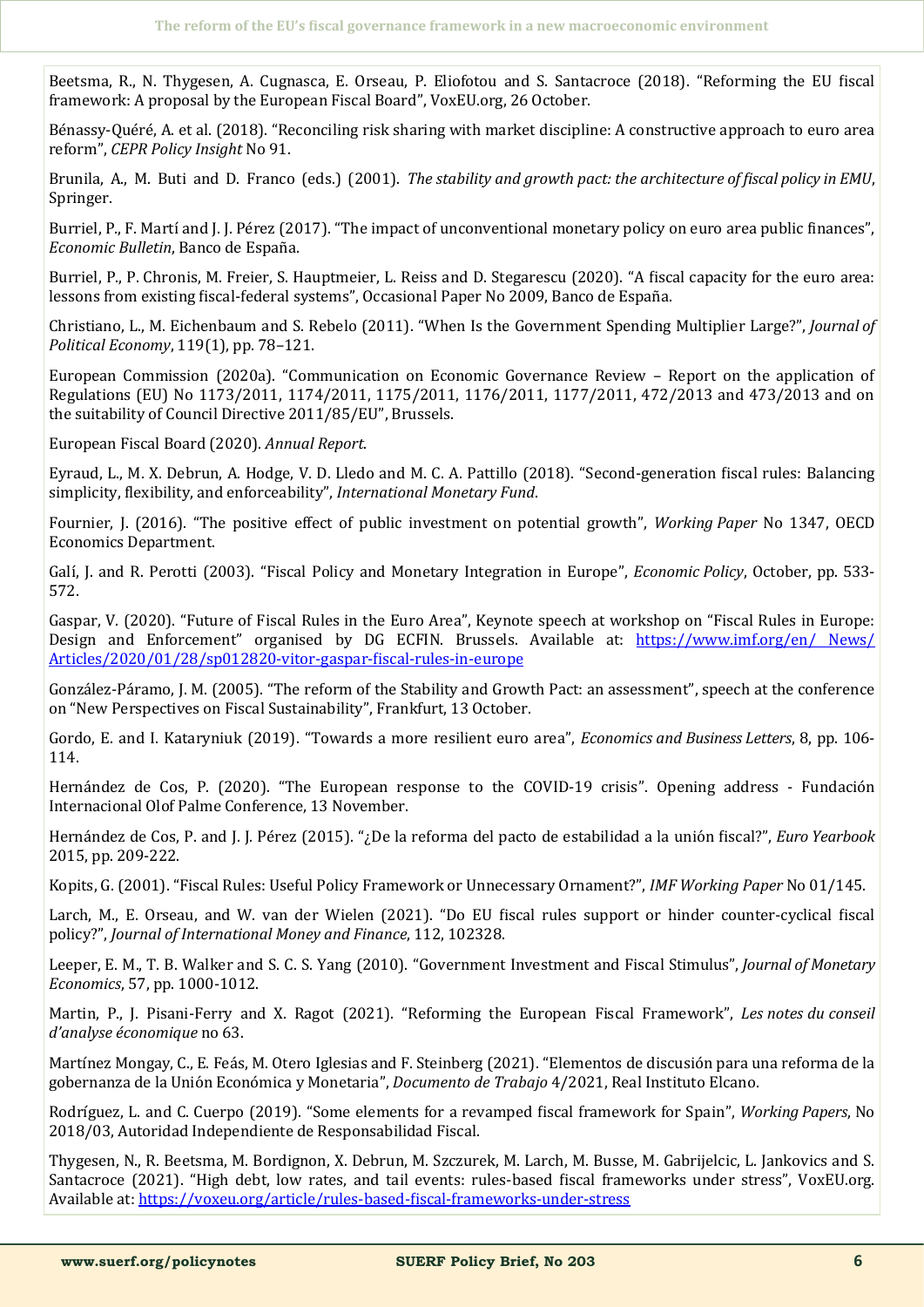Beetsma, R., N. Thygesen, A. Cugnasca, E. Orseau, P. Eliofotou and S. Santacroce (2018). "Reforming the EU fiscal framework: A proposal by the European Fiscal Board", VoxEU.org, 26 October.

Bénassy-Quéré, A. et al. (2018). "Reconciling risk sharing with market discipline: A constructive approach to euro area reform", *CEPR Policy Insight* No 91.

Brunila, A., M. Buti and D. Franco (eds.) (2001). *The stability and growth pact: the architecture of fiscal policy in EMU*, Springer.

Burriel, P., F. Martí and J. J. Pérez (2017). "The impact of unconventional monetary policy on euro area public finances", *Economic Bulletin*, Banco de España.

Burriel, P., P. Chronis, M. Freier, S. Hauptmeier, L. Reiss and D. Stegarescu (2020). "A fiscal capacity for the euro area: lessons from existing fiscal-federal systems", Occasional Paper No 2009, Banco de España.

Christiano, L., M. Eichenbaum and S. Rebelo (2011). "When Is the Government Spending Multiplier Large?", *Journal of Political Economy*, 119(1), pp. 78–121.

European Commission (2020a). "Communication on Economic Governance Review – Report on the application of Regulations (EU) No 1173/2011, 1174/2011, 1175/2011, 1176/2011, 1177/2011, 472/2013 and 473/2013 and on the suitability of Council Directive 2011/85/EU", Brussels.

European Fiscal Board (2020). *Annual Report*.

Eyraud, L., M. X. Debrun, A. Hodge, V. D. Lledo and M. C. A. Pattillo (2018). "Second-generation fiscal rules: Balancing simplicity, flexibility, and enforceability", *International Monetary Fund*.

Fournier, J. (2016). "The positive effect of public investment on potential growth", *Working Paper* No 1347, OECD Economics Department.

Galí, J. and R. Perotti (2003). "Fiscal Policy and Monetary Integration in Europe", *Economic Policy*, October, pp. 533-572.

Gaspar, V. (2020). "Future of Fiscal Rules in the Euro Area", Keynote speech at workshop on "Fiscal Rules in Europe: Design and Enforcement" organised by DG ECFIN. Brussels. Available at: [https://www.imf.org/en/ News/ Articles/2020/01/28/sp012820-vitor-gaspar-fiscal-rules-in-europe](https://www.imf.org/en/News/Articles/2020/01/28/sp012820-vitor-gaspar-fiscal-rules-in-europe)

González-Páramo, J. M. (2005). "The reform of the Stability and Growth Pact: an assessment", speech at the conference on "New Perspectives on Fiscal Sustainability", Frankfurt, 13 October.

Gordo, E. and I. Kataryniuk (2019). "Towards a more resilient euro area", *Economics and Business Letters*, 8, pp. 106-114.

Hernández de Cos, P. (2020). "The European response to the COVID-19 crisis". Opening address - Fundación Internacional Olof Palme Conference, 13 November.

Hernández de Cos, P. and J. J. Pérez (2015). "¿De la reforma del pacto de estabilidad a la unión fiscal?", *Euro Yearbook* 2015, pp. 209-222.

Kopits, G. (2001). "Fiscal Rules: Useful Policy Framework or Unnecessary Ornament?", *IMF Working Paper* No 01/145.

Larch, M., E. Orseau, and W. van der Wielen (2021). "Do EU fiscal rules support or hinder counter-cyclical fiscal policy?", *Journal of International Money and Finance*, 112, 102328.

Leeper, E. M., T. B. Walker and S. C. S. Yang (2010). "Government Investment and Fiscal Stimulus", *Journal of Monetary Economics*, 57, pp. 1000-1012.

Martin, P., J. Pisani-Ferry and X. Ragot (2021). "Reforming the European Fiscal Framework", *Les notes du conseil d'analyse économique* no 63.

Martínez Mongay, C., E. Feás, M. Otero Iglesias and F. Steinberg (2021). "Elementos de discusión para una reforma de la gobernanza de la Unión Económica y Monetaria", *Documento de Trabajo* 4/2021, Real Instituto Elcano.

Rodríguez, L. and C. Cuerpo (2019). "Some elements for a revamped fiscal framework for Spain", *Working Papers*, No 2018/03, Autoridad Independiente de Responsabilidad Fiscal.

Thygesen, N., R. Beetsma, M. Bordignon, X. Debrun, M. Szczurek, M. Larch, M. Busse, M. Gabrijelcic, L. Jankovics and S. Santacroce (2021). "High debt, low rates, and tail events: rules-based fiscal frameworks under stress", VoxEU.org. Available at: [https://voxeu.org/article/rules-based-fiscal-frameworks-under-stress](https://voxeu.org/article/rules-based-fiscal-frameworks-under-stress)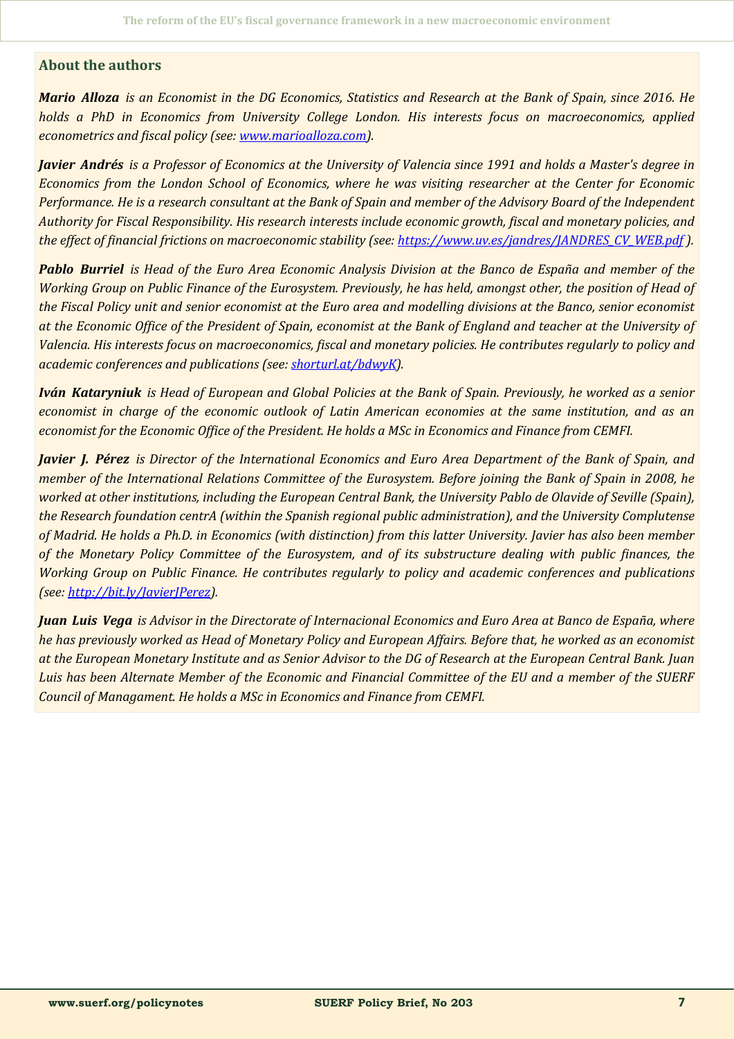## About the authors

***Mario Alloza*** *is an Economist in the DG Economics, Statistics and Research at the Bank of Spain, since 2016. He holds a PhD in Economics from University College London. His interests focus on macroeconomics, applied econometrics and fiscal policy (see: [www.marioalloza.com](www.marioalloza.com)).*

***Javier Andrés*** *is a Professor of Economics at the University of Valencia since 1991 and holds a Master's degree in Economics from the London School of Economics, where he was visiting researcher at the Center for Economic Performance. He is a research consultant at the Bank of Spain and member of the Advisory Board of the Independent Authority for Fiscal Responsibility. His research interests include economic growth, fiscal and monetary policies, and the effect of financial frictions on macroeconomic stability (see: [https://www.uv.es/jandres/JANDRES_CV_WEB.pdf](https://www.uv.es/jandres/JANDRES_CV_WEB.pdf) ).*

***Pablo Burriel*** *is Head of the Euro Area Economic Analysis Division at the Banco de España and member of the Working Group on Public Finance of the Eurosystem. Previously, he has held, amongst other, the position of Head of the Fiscal Policy unit and senior economist at the Euro area and modelling divisions at the Banco, senior economist at the Economic Office of the President of Spain, economist at the Bank of England and teacher at the University of Valencia. His interests focus on macroeconomics, fiscal and monetary policies. He contributes regularly to policy and academic conferences and publications (see: [shorturl.at/bdwyK](shorturl.at/bdwyK)).*

***Iván Kataryniuk*** *is Head of European and Global Policies at the Bank of Spain. Previously, he worked as a senior economist in charge of the economic outlook of Latin American economies at the same institution, and as an economist for the Economic Office of the President. He holds a MSc in Economics and Finance from CEMFI.*

***Javier J. Pérez*** *is Director of the International Economics and Euro Area Department of the Bank of Spain, and member of the International Relations Committee of the Eurosystem. Before joining the Bank of Spain in 2008, he worked at other institutions, including the European Central Bank, the University Pablo de Olavide of Seville (Spain), the Research foundation centrA (within the Spanish regional public administration), and the University Complutense of Madrid. He holds a Ph.D. in Economics (with distinction) from this latter University. Javier has also been member of the Monetary Policy Committee of the Eurosystem, and of its substructure dealing with public finances, the Working Group on Public Finance. He contributes regularly to policy and academic conferences and publications (see: [http://bit.ly/JavierJPerez](http://bit.ly/JavierJPerez)).*

***Juan Luis Vega*** *is Advisor in the Directorate of Internacional Economics and Euro Area at Banco de España, where he has previously worked as Head of Monetary Policy and European Affairs. Before that, he worked as an economist at the European Monetary Institute and as Senior Advisor to the DG of Research at the European Central Bank. Juan Luis has been Alternate Member of the Economic and Financial Committee of the EU and a member of the SUERF Council of Managament. He holds a MSc in Economics and Finance from CEMFI.*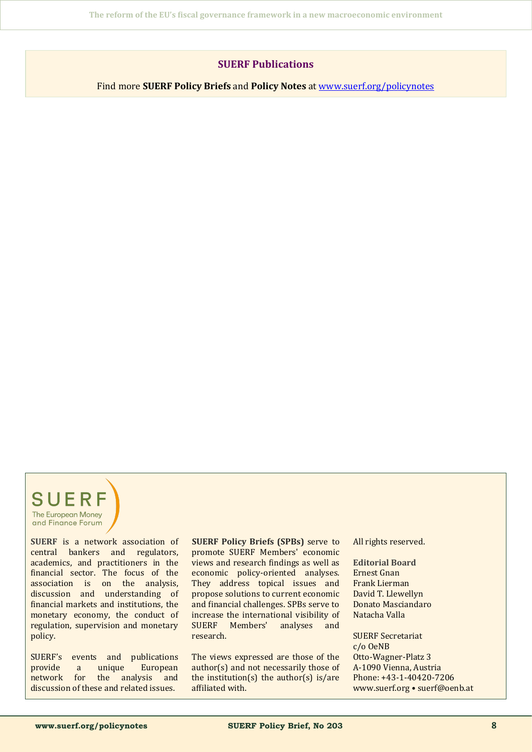**SUERF Publications**

Find more **SUERF Policy Briefs** and **Policy Notes** at [www.suerf.org/policynotes](http://www.suerf.org/policynotes)

SUERF
The European Money and Finance Forum

**SUERF** is a network association of central bankers and regulators, academics, and practitioners in the financial sector. The focus of the association is on the analysis, discussion and understanding of financial markets and institutions, the monetary economy, the conduct of regulation, supervision and monetary policy.

SUERF's events and publications provide a unique European network for the analysis and discussion of these and related issues.

**SUERF Policy Briefs (SPBs)** serve to promote SUERF Members' economic views and research findings as well as economic policy-oriented analyses. They address topical issues and propose solutions to current economic and financial challenges. SPBs serve to increase the international visibility of SUERF Members' analyses and research.

The views expressed are those of the author(s) and not necessarily those of the institution(s) the author(s) is/are affiliated with.

All rights reserved.

**Editorial Board**
Ernest Gnan
Frank Lierman
David T. Llewellyn
Donato Masciandaro
Natacha Valla

SUERF Secretariat
c/o OeNB
Otto-Wagner-Platz 3
A-1090 Vienna, Austria
Phone: +43-1-40420-7206
www.suerf.org • suerf@oenb.at